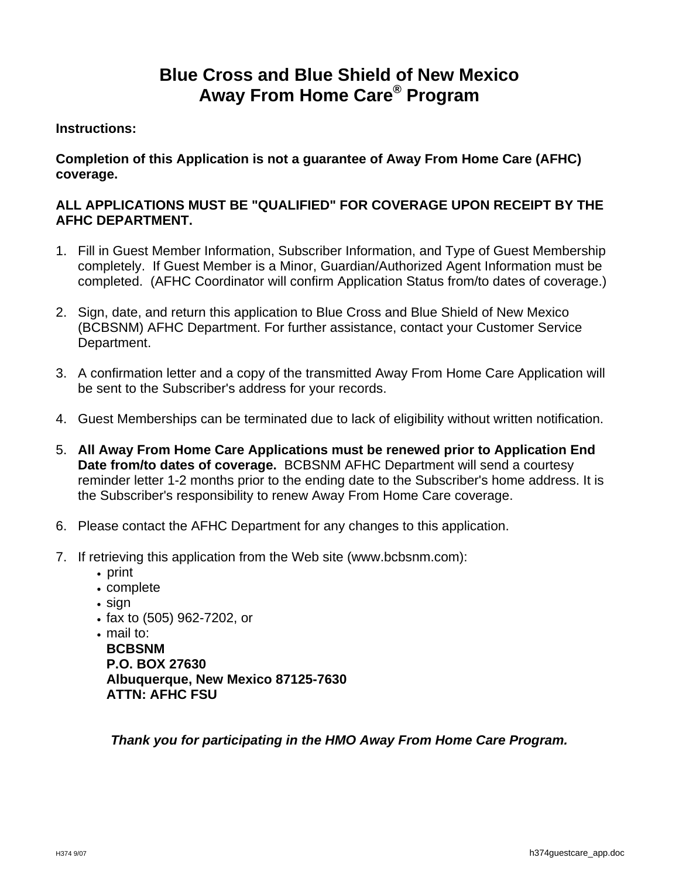# Blue Cross and Blue Shield of New Mexico
# Away From Home Care® Program

**Instructions:**

**Completion of this Application is not a guarantee of Away From Home Care (AFHC) coverage.**

**ALL APPLICATIONS MUST BE "QUALIFIED" FOR COVERAGE UPON RECEIPT BY THE AFHC DEPARTMENT.**

1. Fill in Guest Member Information, Subscriber Information, and Type of Guest Membership completely. If Guest Member is a Minor, Guardian/Authorized Agent Information must be completed. (AFHC Coordinator will confirm Application Status from/to dates of coverage.)

2. Sign, date, and return this application to Blue Cross and Blue Shield of New Mexico (BCBSNM) AFHC Department. For further assistance, contact your Customer Service Department.

3. A confirmation letter and a copy of the transmitted Away From Home Care Application will be sent to the Subscriber's address for your records.

4. Guest Memberships can be terminated due to lack of eligibility without written notification.

5. **All Away From Home Care Applications must be renewed prior to Application End Date from/to dates of coverage.** BCBSNM AFHC Department will send a courtesy reminder letter 1-2 months prior to the ending date to the Subscriber's home address. It is the Subscriber's responsibility to renew Away From Home Care coverage.

6. Please contact the AFHC Department for any changes to this application.

7. If retrieving this application from the Web site (www.bcbsnm.com):
   - print
   - complete
   - sign
   - fax to (505) 962-7202, or
   - mail to:
     **BCBSNM**
     **P.O. BOX 27630**
     **Albuquerque, New Mexico 87125-7630**
     **ATTN: AFHC FSU**

***Thank you for participating in the HMO Away From Home Care Program.***

H374 9/07 h374guestcare_app.doc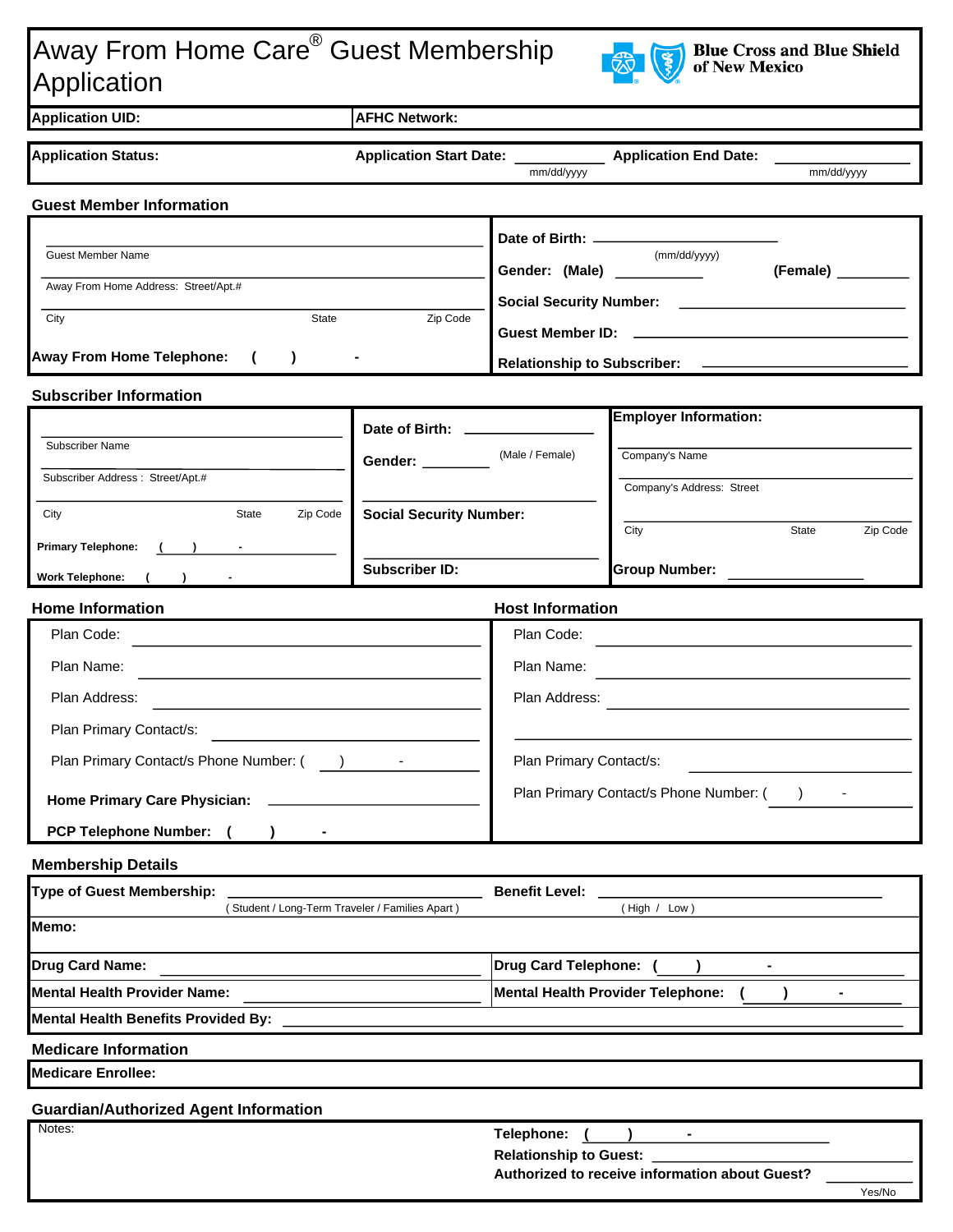# Away From Home Care® Guest Membership Application

Blue Cross and Blue Shield of New Mexico

**Application UID:** | **AFHC Network:**

**Application Status:** | **Application Start Date:** ______ (mm/dd/yyyy) | **Application End Date:** ______ (mm/dd/yyyy)

## Guest Member Information

Guest Member Name

Away From Home Address: Street/Apt.#

City | State | Zip Code

**Away From Home Telephone:** ( ) -

**Date of Birth:** ______ (mm/dd/yyyy)

**Gender: (Male)** ______ **(Female)** ______

**Social Security Number:** ______

**Guest Member ID:** ______

**Relationship to Subscriber:** ______

## Subscriber Information

Subscriber Name

Subscriber Address : Street/Apt.#

City | State | Zip Code

**Primary Telephone:** ( ) -

**Work Telephone:** ( ) -

**Date of Birth:** ______

**Gender:** ______ (Male / Female)

**Social Security Number:** ______

**Subscriber ID:** ______

**Employer Information:**

Company's Name

Company's Address: Street

City | State | Zip Code

**Group Number:** ______

## Home Information

Plan Code: ______

Plan Name: ______

Plan Address: ______

Plan Primary Contact/s: ______

Plan Primary Contact/s Phone Number: ( ) -

**Home Primary Care Physician:** ______

**PCP Telephone Number:** ( ) -

## Host Information

Plan Code: ______

Plan Name: ______

Plan Address: ______

Plan Primary Contact/s: ______

Plan Primary Contact/s Phone Number: ( ) -

## Membership Details

**Type of Guest Membership:** ______ ( Student / Long-Term Traveler / Families Apart )

**Benefit Level:** ______ ( High / Low )

**Memo:**

**Drug Card Name:** ______

**Drug Card Telephone:** ( ) -

**Mental Health Provider Name:** ______

**Mental Health Provider Telephone:** ( ) -

**Mental Health Benefits Provided By:** ______

## Medicare Information

**Medicare Enrollee:**

## Guardian/Authorized Agent Information

Notes:

**Telephone:** ( ) -

**Relationship to Guest:** ______

**Authorized to receive information about Guest?** ______ Yes/No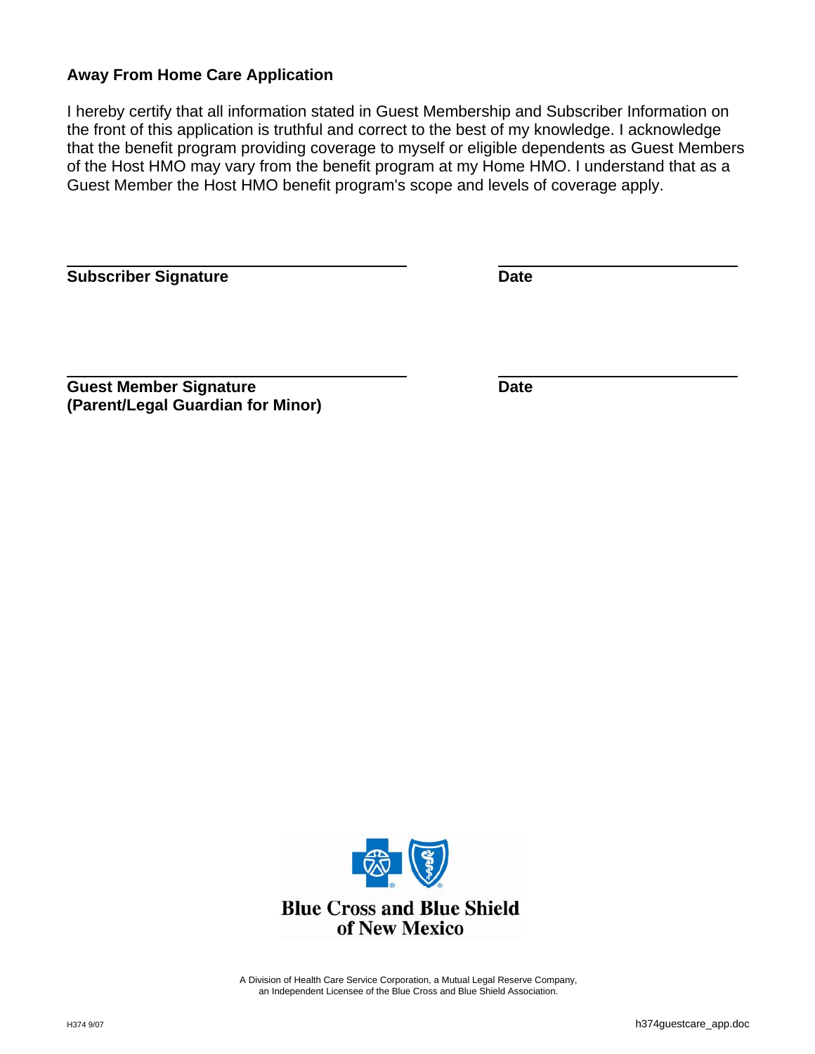## Away From Home Care Application

I hereby certify that all information stated in Guest Membership and Subscriber Information on the front of this application is truthful and correct to the best of my knowledge. I acknowledge that the benefit program providing coverage to myself or eligible dependents as Guest Members of the Host HMO may vary from the benefit program at my Home HMO. I understand that as a Guest Member the Host HMO benefit program's scope and levels of coverage apply.

______________________________ ______________________________

**Subscriber Signature** **Date**

______________________________ ______________________________

**Guest Member Signature** **Date**
**(Parent/Legal Guardian for Minor)**

**Blue Cross and Blue Shield of New Mexico**

A Division of Health Care Service Corporation, a Mutual Legal Reserve Company, an Independent Licensee of the Blue Cross and Blue Shield Association.

H374 9/07 h374guestcare_app.doc